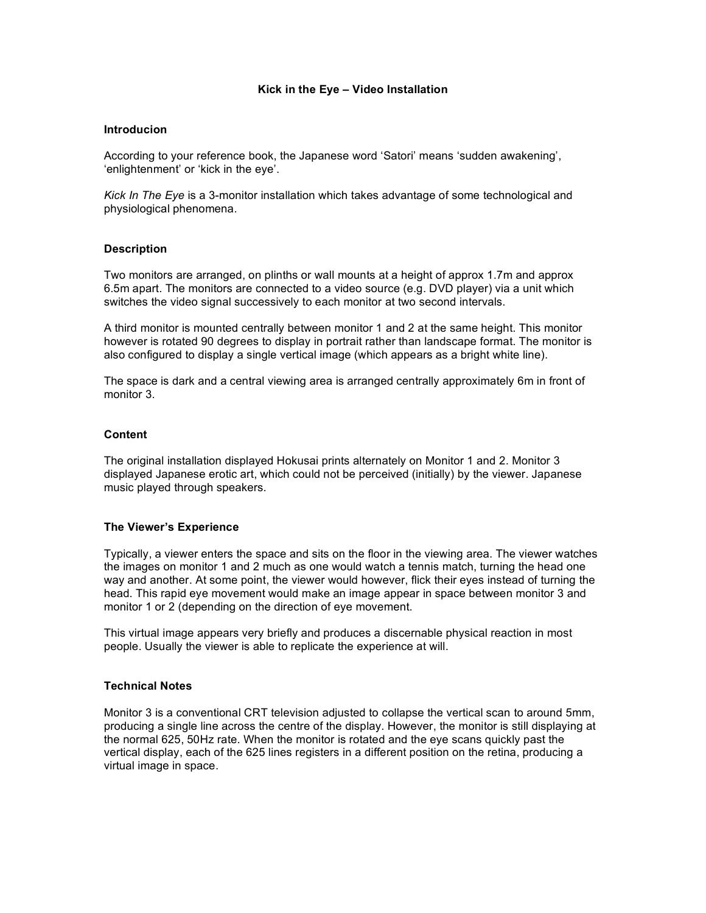# Kick in the Eye – Video Installation

## Introducion

According to your reference book, the Japanese word 'Satori' means 'sudden awakening', 'enlightenment' or 'kick in the eye'.

*Kick In The Eye* is a 3-monitor installation which takes advantage of some technological and physiological phenomena.

## Description

Two monitors are arranged, on plinths or wall mounts at a height of approx 1.7m and approx 6.5m apart. The monitors are connected to a video source (e.g. DVD player) via a unit which switches the video signal successively to each monitor at two second intervals.

A third monitor is mounted centrally between monitor 1 and 2 at the same height. This monitor however is rotated 90 degrees to display in portrait rather than landscape format. The monitor is also configured to display a single vertical image (which appears as a bright white line).

The space is dark and a central viewing area is arranged centrally approximately 6m in front of monitor 3.

## Content

The original installation displayed Hokusai prints alternately on Monitor 1 and 2. Monitor 3 displayed Japanese erotic art, which could not be perceived (initially) by the viewer. Japanese music played through speakers.

## The Viewer's Experience

Typically, a viewer enters the space and sits on the floor in the viewing area. The viewer watches the images on monitor 1 and 2 much as one would watch a tennis match, turning the head one way and another. At some point, the viewer would however, flick their eyes instead of turning the head. This rapid eye movement would make an image appear in space between monitor 3 and monitor 1 or 2 (depending on the direction of eye movement.

This virtual image appears very briefly and produces a discernable physical reaction in most people. Usually the viewer is able to replicate the experience at will.

## Technical Notes

Monitor 3 is a conventional CRT television adjusted to collapse the vertical scan to around 5mm, producing a single line across the centre of the display. However, the monitor is still displaying at the normal 625, 50Hz rate. When the monitor is rotated and the eye scans quickly past the vertical display, each of the 625 lines registers in a different position on the retina, producing a virtual image in space.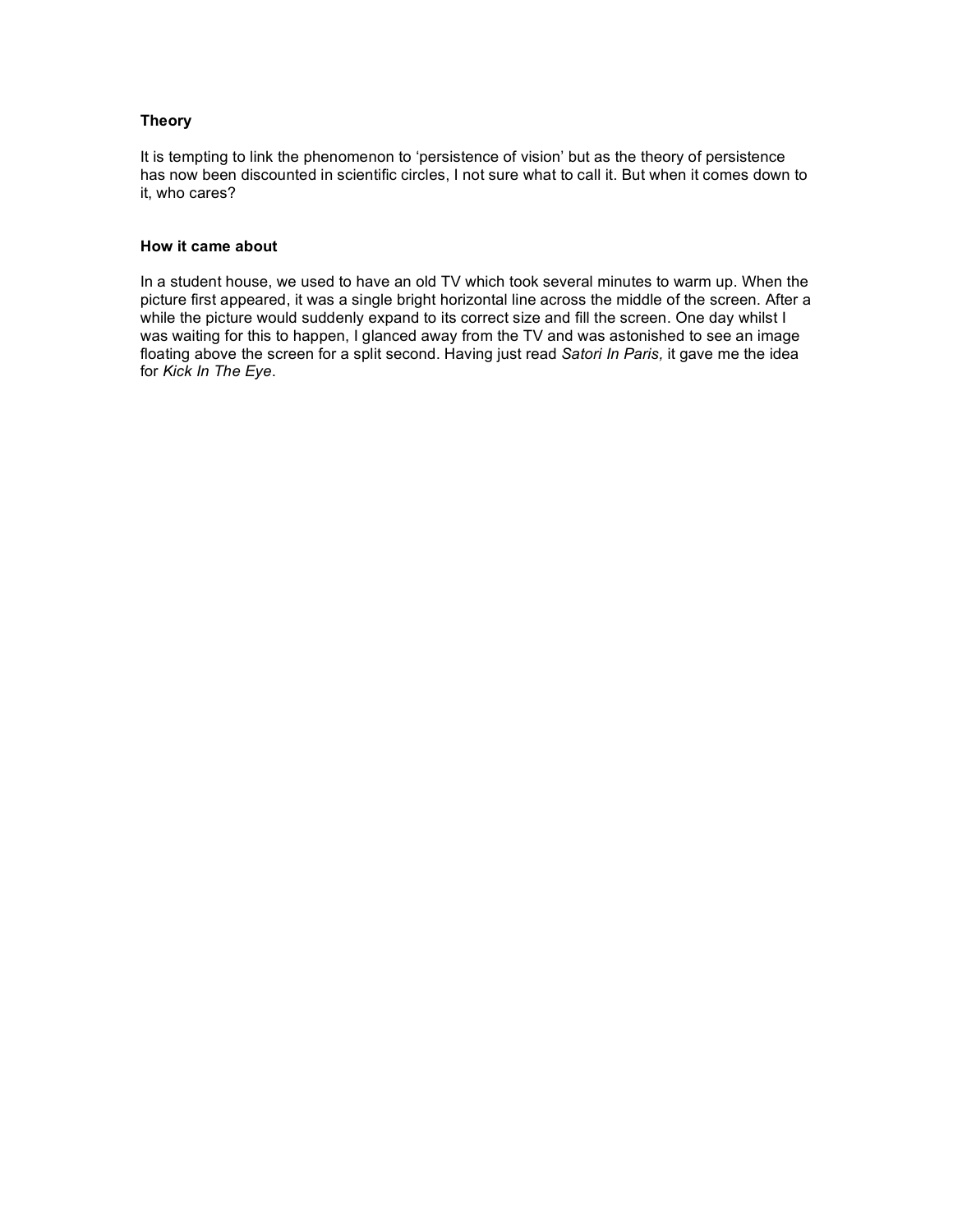**Theory**

It is tempting to link the phenomenon to 'persistence of vision' but as the theory of persistence has now been discounted in scientific circles, I not sure what to call it. But when it comes down to it, who cares?

**How it came about**

In a student house, we used to have an old TV which took several minutes to warm up. When the picture first appeared, it was a single bright horizontal line across the middle of the screen. After a while the picture would suddenly expand to its correct size and fill the screen. One day whilst I was waiting for this to happen, I glanced away from the TV and was astonished to see an image floating above the screen for a split second. Having just read *Satori In Paris,* it gave me the idea for *Kick In The Eye*.